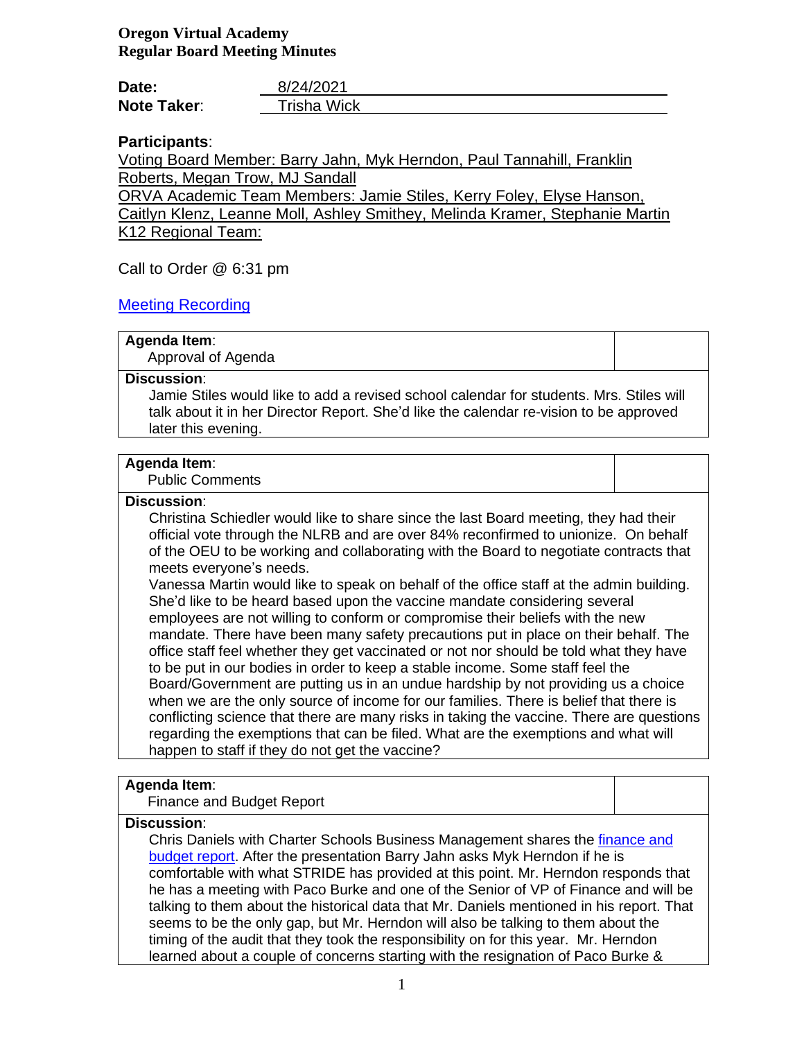**Oregon Virtual Academy**
**Regular Board Meeting Minutes**

**Date:** 8/24/2021
**Note Taker:** Trisha Wick

**Participants:**

Voting Board Member: Barry Jahn, Myk Herndon, Paul Tannahill, Franklin Roberts, Megan Trow, MJ Sandall
ORVA Academic Team Members: Jamie Stiles, Kerry Foley, Elyse Hanson, Caitlyn Klenz, Leanne Moll, Ashley Smithey, Melinda Kramer, Stephanie Martin
K12 Regional Team:

Call to Order @ 6:31 pm

[Meeting Recording]

| **Agenda Item:** Approval of Agenda | |
|---|---|
| **Discussion:** Jamie Stiles would like to add a revised school calendar for students. Mrs. Stiles will talk about it in her Director Report. She'd like the calendar re-vision to be approved later this evening. | |

| **Agenda Item:** Public Comments | |
|---|---|
| **Discussion:** Christina Schiedler would like to share since the last Board meeting, they had their official vote through the NLRB and are over 84% reconfirmed to unionize. On behalf of the OEU to be working and collaborating with the Board to negotiate contracts that meets everyone's needs. Vanessa Martin would like to speak on behalf of the office staff at the admin building. She'd like to be heard based upon the vaccine mandate considering several employees are not willing to conform or compromise their beliefs with the new mandate. There have been many safety precautions put in place on their behalf. The office staff feel whether they get vaccinated or not nor should be told what they have to be put in our bodies in order to keep a stable income. Some staff feel the Board/Government are putting us in an undue hardship by not providing us a choice when we are the only source of income for our families. There is belief that there is conflicting science that there are many risks in taking the vaccine. There are questions regarding the exemptions that can be filed. What are the exemptions and what will happen to staff if they do not get the vaccine? | |

| **Agenda Item:** Finance and Budget Report | |
|---|---|
| **Discussion:** Chris Daniels with Charter Schools Business Management shares the finance and budget report. After the presentation Barry Jahn asks Myk Herndon if he is comfortable with what STRIDE has provided at this point. Mr. Herndon responds that he has a meeting with Paco Burke and one of the Senior of VP of Finance and will be talking to them about the historical data that Mr. Daniels mentioned in his report. That seems to be the only gap, but Mr. Herndon will also be talking to them about the timing of the audit that they took the responsibility on for this year. Mr. Herndon learned about a couple of concerns starting with the resignation of Paco Burke & | |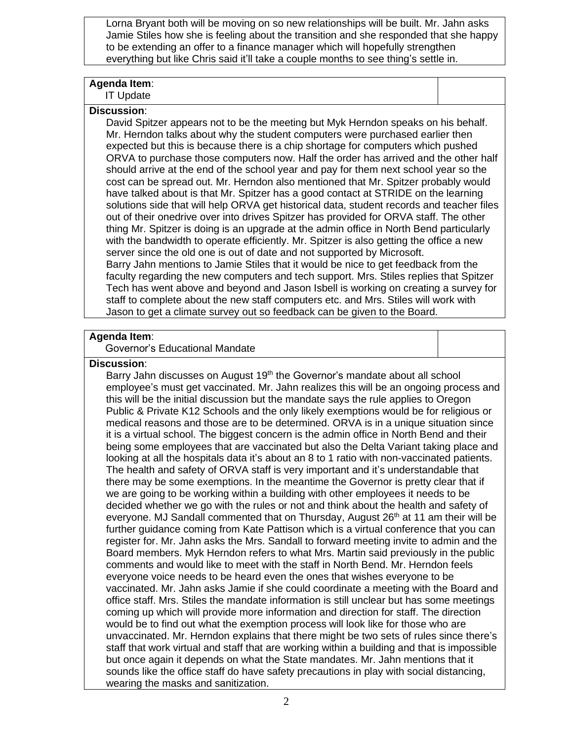Lorna Bryant both will be moving on so new relationships will be built. Mr. Jahn asks Jamie Stiles how she is feeling about the transition and she responded that she happy to be extending an offer to a finance manager which will hopefully strengthen everything but like Chris said it'll take a couple months to see thing's settle in.

**Agenda Item**:
IT Update

**Discussion**:
David Spitzer appears not to be the meeting but Myk Herndon speaks on his behalf. Mr. Herndon talks about why the student computers were purchased earlier then expected but this is because there is a chip shortage for computers which pushed ORVA to purchase those computers now. Half the order has arrived and the other half should arrive at the end of the school year and pay for them next school year so the cost can be spread out. Mr. Herndon also mentioned that Mr. Spitzer probably would have talked about is that Mr. Spitzer has a good contact at STRIDE on the learning solutions side that will help ORVA get historical data, student records and teacher files out of their onedrive over into drives Spitzer has provided for ORVA staff. The other thing Mr. Spitzer is doing is an upgrade at the admin office in North Bend particularly with the bandwidth to operate efficiently. Mr. Spitzer is also getting the office a new server since the old one is out of date and not supported by Microsoft.
Barry Jahn mentions to Jamie Stiles that it would be nice to get feedback from the faculty regarding the new computers and tech support. Mrs. Stiles replies that Spitzer Tech has went above and beyond and Jason Isbell is working on creating a survey for staff to complete about the new staff computers etc. and Mrs. Stiles will work with Jason to get a climate survey out so feedback can be given to the Board.

**Agenda Item**:
Governor's Educational Mandate

**Discussion**:
Barry Jahn discusses on August 19th the Governor's mandate about all school employee's must get vaccinated. Mr. Jahn realizes this will be an ongoing process and this will be the initial discussion but the mandate says the rule applies to Oregon Public & Private K12 Schools and the only likely exemptions would be for religious or medical reasons and those are to be determined. ORVA is in a unique situation since it is a virtual school. The biggest concern is the admin office in North Bend and their being some employees that are vaccinated but also the Delta Variant taking place and looking at all the hospitals data it's about an 8 to 1 ratio with non-vaccinated patients. The health and safety of ORVA staff is very important and it's understandable that there may be some exemptions. In the meantime the Governor is pretty clear that if we are going to be working within a building with other employees it needs to be decided whether we go with the rules or not and think about the health and safety of everyone. MJ Sandall commented that on Thursday, August 26th at 11 am their will be further guidance coming from Kate Pattison which is a virtual conference that you can register for. Mr. Jahn asks the Mrs. Sandall to forward meeting invite to admin and the Board members. Myk Herndon refers to what Mrs. Martin said previously in the public comments and would like to meet with the staff in North Bend. Mr. Herndon feels everyone voice needs to be heard even the ones that wishes everyone to be vaccinated. Mr. Jahn asks Jamie if she could coordinate a meeting with the Board and office staff. Mrs. Stiles the mandate information is still unclear but has some meetings coming up which will provide more information and direction for staff. The direction would be to find out what the exemption process will look like for those who are unvaccinated. Mr. Herndon explains that there might be two sets of rules since there's staff that work virtual and staff that are working within a building and that is impossible but once again it depends on what the State mandates. Mr. Jahn mentions that it sounds like the office staff do have safety precautions in play with social distancing, wearing the masks and sanitization.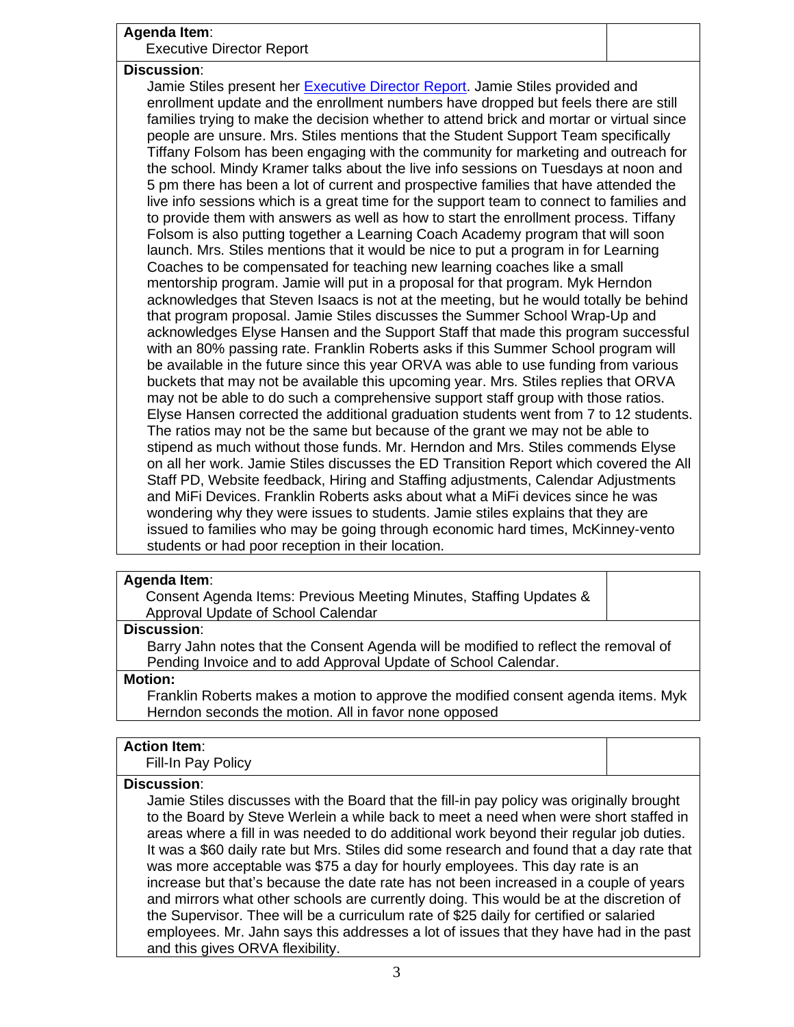| **Agenda Item**: Executive Director Report | |
|---|---|

**Discussion**:

Jamie Stiles present her Executive Director Report. Jamie Stiles provided and enrollment update and the enrollment numbers have dropped but feels there are still families trying to make the decision whether to attend brick and mortar or virtual since people are unsure. Mrs. Stiles mentions that the Student Support Team specifically Tiffany Folsom has been engaging with the community for marketing and outreach for the school. Mindy Kramer talks about the live info sessions on Tuesdays at noon and 5 pm there has been a lot of current and prospective families that have attended the live info sessions which is a great time for the support team to connect to families and to provide them with answers as well as how to start the enrollment process. Tiffany Folsom is also putting together a Learning Coach Academy program that will soon launch. Mrs. Stiles mentions that it would be nice to put a program in for Learning Coaches to be compensated for teaching new learning coaches like a small mentorship program. Jamie will put in a proposal for that program. Myk Herndon acknowledges that Steven Isaacs is not at the meeting, but he would totally be behind that program proposal. Jamie Stiles discusses the Summer School Wrap-Up and acknowledges Elyse Hansen and the Support Staff that made this program successful with an 80% passing rate. Franklin Roberts asks if this Summer School program will be available in the future since this year ORVA was able to use funding from various buckets that may not be available this upcoming year. Mrs. Stiles replies that ORVA may not be able to do such a comprehensive support staff group with those ratios. Elyse Hansen corrected the additional graduation students went from 7 to 12 students. The ratios may not be the same but because of the grant we may not be able to stipend as much without those funds. Mr. Herndon and Mrs. Stiles commends Elyse on all her work. Jamie Stiles discusses the ED Transition Report which covered the All Staff PD, Website feedback, Hiring and Staffing adjustments, Calendar Adjustments and MiFi Devices. Franklin Roberts asks about what a MiFi devices since he was wondering why they were issues to students. Jamie stiles explains that they are issued to families who may be going through economic hard times, McKinney-vento students or had poor reception in their location.

| **Agenda Item**: Consent Agenda Items: Previous Meeting Minutes, Staffing Updates & Approval Update of School Calendar | |
|---|---|

**Discussion**:

Barry Jahn notes that the Consent Agenda will be modified to reflect the removal of Pending Invoice and to add Approval Update of School Calendar.

**Motion:**

Franklin Roberts makes a motion to approve the modified consent agenda items. Myk Herndon seconds the motion. All in favor none opposed

| **Action Item**: Fill-In Pay Policy | |
|---|---|

**Discussion**:

Jamie Stiles discusses with the Board that the fill-in pay policy was originally brought to the Board by Steve Werlein a while back to meet a need when were short staffed in areas where a fill in was needed to do additional work beyond their regular job duties. It was a $60 daily rate but Mrs. Stiles did some research and found that a day rate that was more acceptable was $75 a day for hourly employees. This day rate is an increase but that's because the date rate has not been increased in a couple of years and mirrors what other schools are currently doing. This would be at the discretion of the Supervisor. Thee will be a curriculum rate of $25 daily for certified or salaried employees. Mr. Jahn says this addresses a lot of issues that they have had in the past and this gives ORVA flexibility.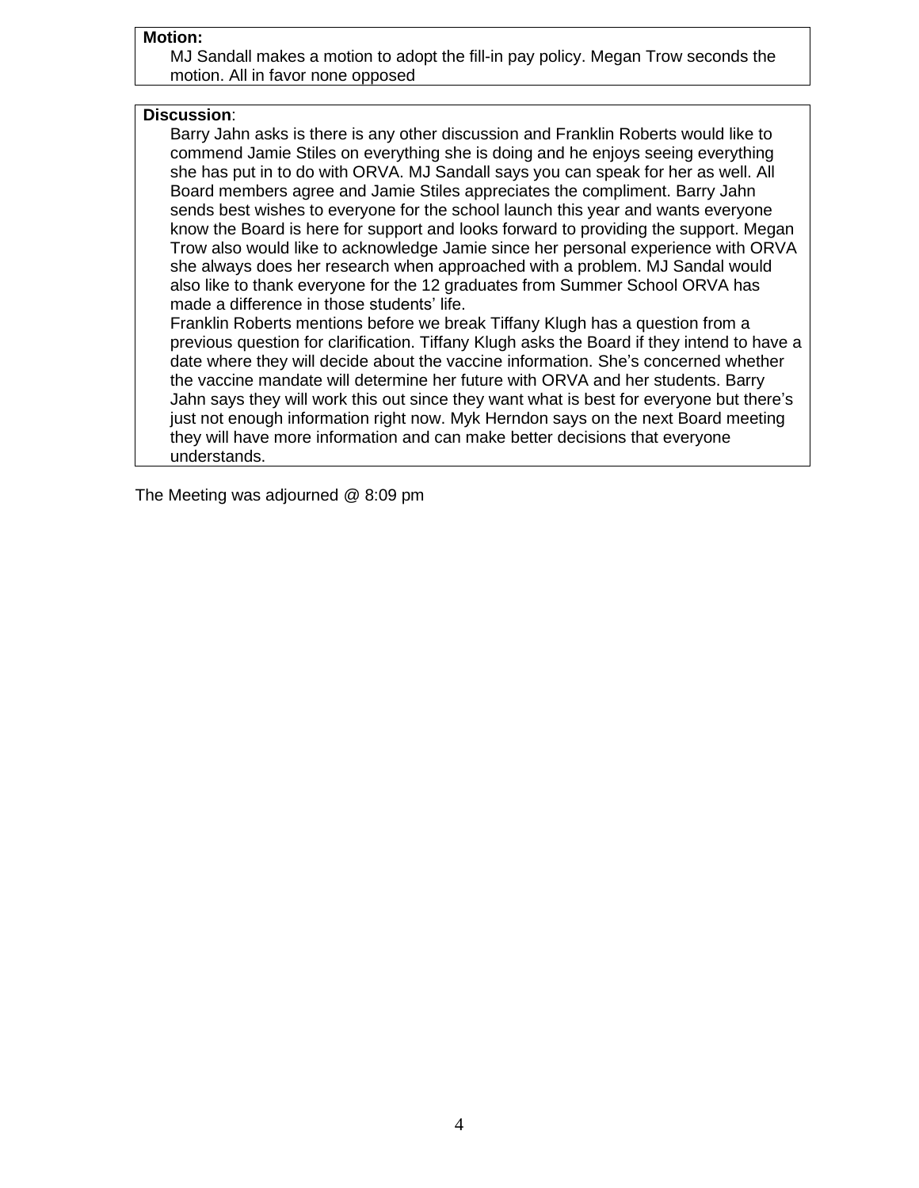**Motion:**

MJ Sandall makes a motion to adopt the fill-in pay policy. Megan Trow seconds the motion. All in favor none opposed

**Discussion**:

Barry Jahn asks is there is any other discussion and Franklin Roberts would like to commend Jamie Stiles on everything she is doing and he enjoys seeing everything she has put in to do with ORVA. MJ Sandall says you can speak for her as well. All Board members agree and Jamie Stiles appreciates the compliment. Barry Jahn sends best wishes to everyone for the school launch this year and wants everyone know the Board is here for support and looks forward to providing the support. Megan Trow also would like to acknowledge Jamie since her personal experience with ORVA she always does her research when approached with a problem. MJ Sandal would also like to thank everyone for the 12 graduates from Summer School ORVA has made a difference in those students' life.

Franklin Roberts mentions before we break Tiffany Klugh has a question from a previous question for clarification. Tiffany Klugh asks the Board if they intend to have a date where they will decide about the vaccine information. She's concerned whether the vaccine mandate will determine her future with ORVA and her students. Barry Jahn says they will work this out since they want what is best for everyone but there's just not enough information right now. Myk Herndon says on the next Board meeting they will have more information and can make better decisions that everyone understands.

The Meeting was adjourned @ 8:09 pm